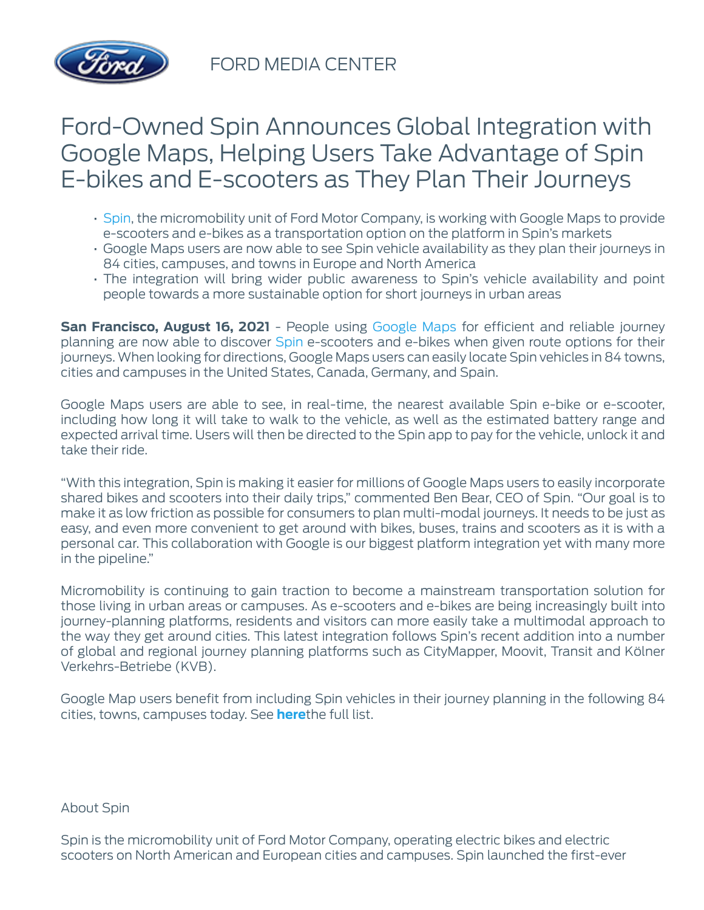FORD MEDIA CENTER

# Ford-Owned Spin Announces Global Integration with Google Maps, Helping Users Take Advantage of Spin E-bikes and E-scooters as They Plan Their Journeys

- Spin, the micromobility unit of Ford Motor Company, is working with Google Maps to provide e-scooters and e-bikes as a transportation option on the platform in Spin's markets
- Google Maps users are now able to see Spin vehicle availability as they plan their journeys in 84 cities, campuses, and towns in Europe and North America
- The integration will bring wider public awareness to Spin's vehicle availability and point people towards a more sustainable option for short journeys in urban areas

**San Francisco, August 16, 2021** - People using Google Maps for efficient and reliable journey planning are now able to discover Spin e-scooters and e-bikes when given route options for their journeys. When looking for directions, Google Maps users can easily locate Spin vehicles in 84 towns, cities and campuses in the United States, Canada, Germany, and Spain.

Google Maps users are able to see, in real-time, the nearest available Spin e-bike or e-scooter, including how long it will take to walk to the vehicle, as well as the estimated battery range and expected arrival time. Users will then be directed to the Spin app to pay for the vehicle, unlock it and take their ride.

"With this integration, Spin is making it easier for millions of Google Maps users to easily incorporate shared bikes and scooters into their daily trips," commented Ben Bear, CEO of Spin. "Our goal is to make it as low friction as possible for consumers to plan multi-modal journeys. It needs to be just as easy, and even more convenient to get around with bikes, buses, trains and scooters as it is with a personal car. This collaboration with Google is our biggest platform integration yet with many more in the pipeline."

Micromobility is continuing to gain traction to become a mainstream transportation solution for those living in urban areas or campuses. As e-scooters and e-bikes are being increasingly built into journey-planning platforms, residents and visitors can more easily take a multimodal approach to the way they get around cities. This latest integration follows Spin's recent addition into a number of global and regional journey planning platforms such as CityMapper, Moovit, Transit and Kölner Verkehrs-Betriebe (KVB).

Google Map users benefit from including Spin vehicles in their journey planning in the following 84 cities, towns, campuses today. See **here**the full list.

About Spin

Spin is the micromobility unit of Ford Motor Company, operating electric bikes and electric scooters on North American and European cities and campuses. Spin launched the first-ever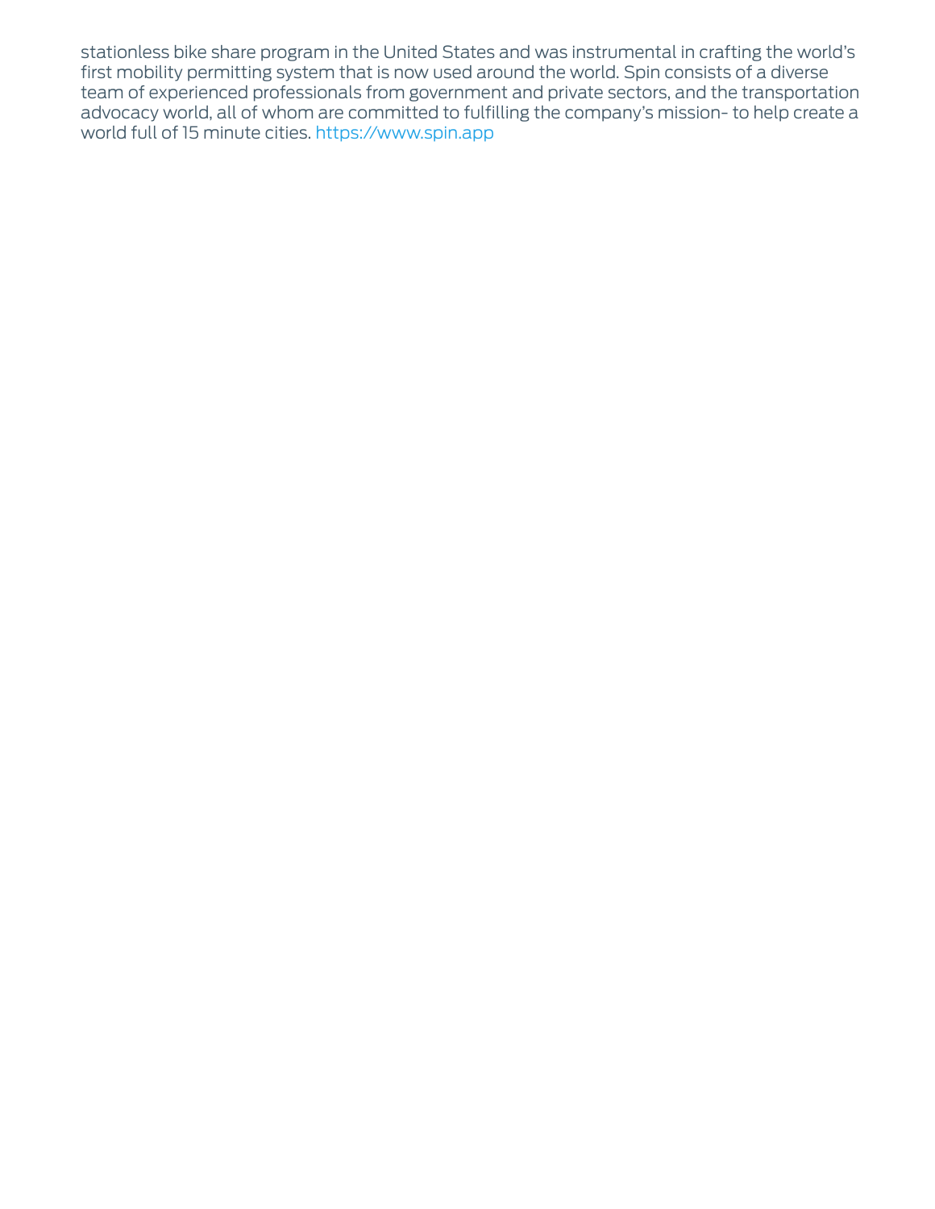stationless bike share program in the United States and was instrumental in crafting the world's first mobility permitting system that is now used around the world. Spin consists of a diverse team of experienced professionals from government and private sectors, and the transportation advocacy world, all of whom are committed to fulfilling the company's mission- to help create a world full of 15 minute cities. https://www.spin.app